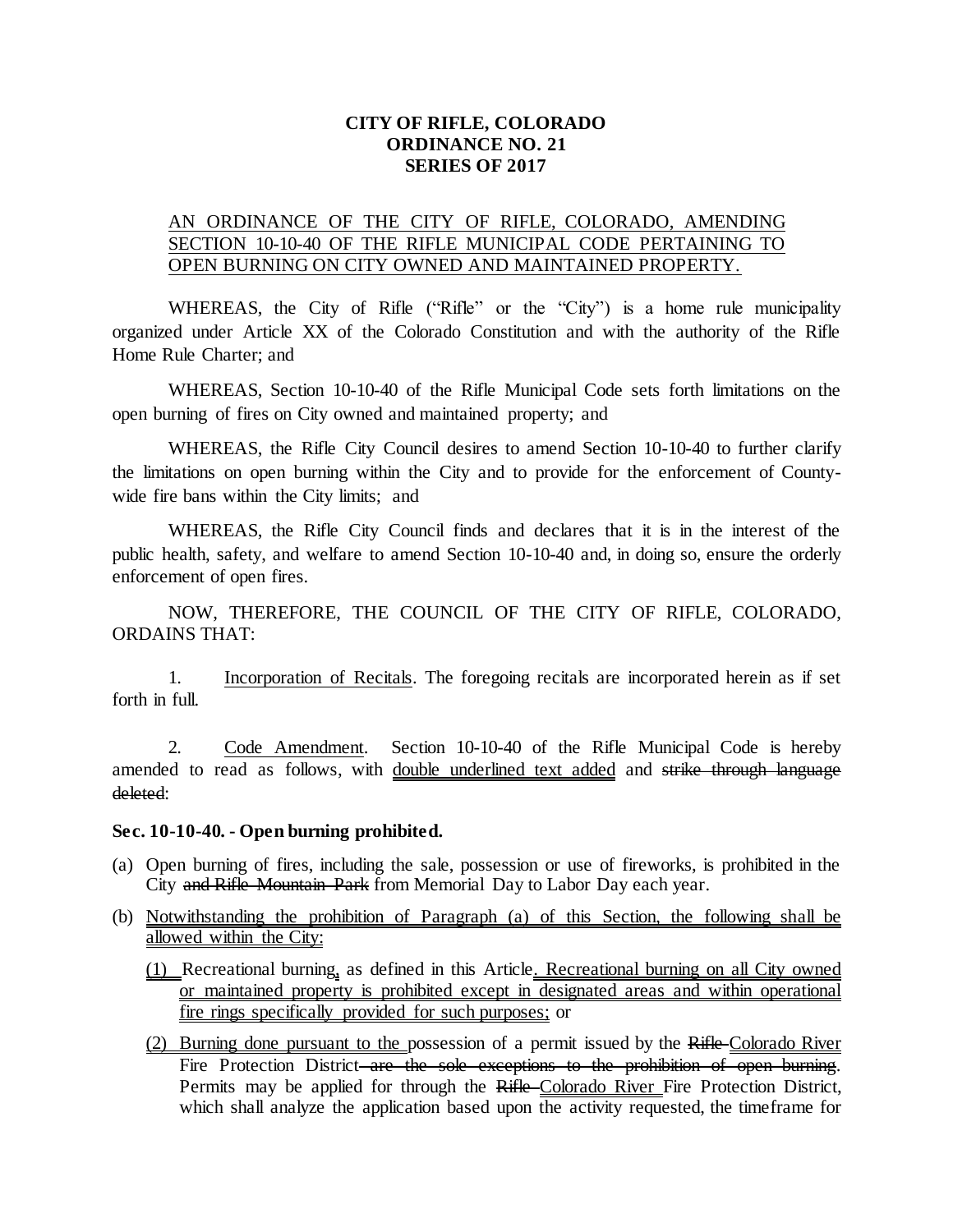**CITY OF RIFLE, COLORADO**
**ORDINANCE NO. 21**
**SERIES OF 2017**

<u>AN ORDINANCE OF THE CITY OF RIFLE, COLORADO, AMENDING SECTION 10-10-40 OF THE RIFLE MUNICIPAL CODE PERTAINING TO OPEN BURNING ON CITY OWNED AND MAINTAINED PROPERTY.</u>

WHEREAS, the City of Rifle ("Rifle" or the "City") is a home rule municipality organized under Article XX of the Colorado Constitution and with the authority of the Rifle Home Rule Charter; and

WHEREAS, Section 10-10-40 of the Rifle Municipal Code sets forth limitations on the open burning of fires on City owned and maintained property; and

WHEREAS, the Rifle City Council desires to amend Section 10-10-40 to further clarify the limitations on open burning within the City and to provide for the enforcement of County-wide fire bans within the City limits; and

WHEREAS, the Rifle City Council finds and declares that it is in the interest of the public health, safety, and welfare to amend Section 10-10-40 and, in doing so, ensure the orderly enforcement of open fires.

NOW, THEREFORE, THE COUNCIL OF THE CITY OF RIFLE, COLORADO, ORDAINS THAT:

1. <u>Incorporation of Recitals</u>. The foregoing recitals are incorporated herein as if set forth in full.

2. <u>Code Amendment</u>. Section 10-10-40 of the Rifle Municipal Code is hereby amended to read as follows, with <u>double underlined text added</u> and ~~strike through language deleted~~:

**Sec. 10-10-40. - Open burning prohibited.**

(a) Open burning of fires, including the sale, possession or use of fireworks, is prohibited in the City ~~and Rifle Mountain Park~~ from Memorial Day to Labor Day each year.

(b) <u>Notwithstanding the prohibition of Paragraph (a) of this Section, the following shall be allowed within the City:</u>

  (1) <u>(1)</u> Recreational burning<u>,</u> as defined in this Article<u>. Recreational burning on all City owned or maintained property is prohibited except in designated areas and within operational fire rings specifically provided for such purposes;</u> or

  (2) <u>Burning done pursuant to the</u> possession of a permit issued by the ~~Rifle~~ <u>Colorado River</u> Fire Protection District ~~are the sole exceptions to the prohibition of open burning~~. Permits may be applied for through the ~~Rifle~~ <u>Colorado River</u> Fire Protection District, which shall analyze the application based upon the activity requested, the timeframe for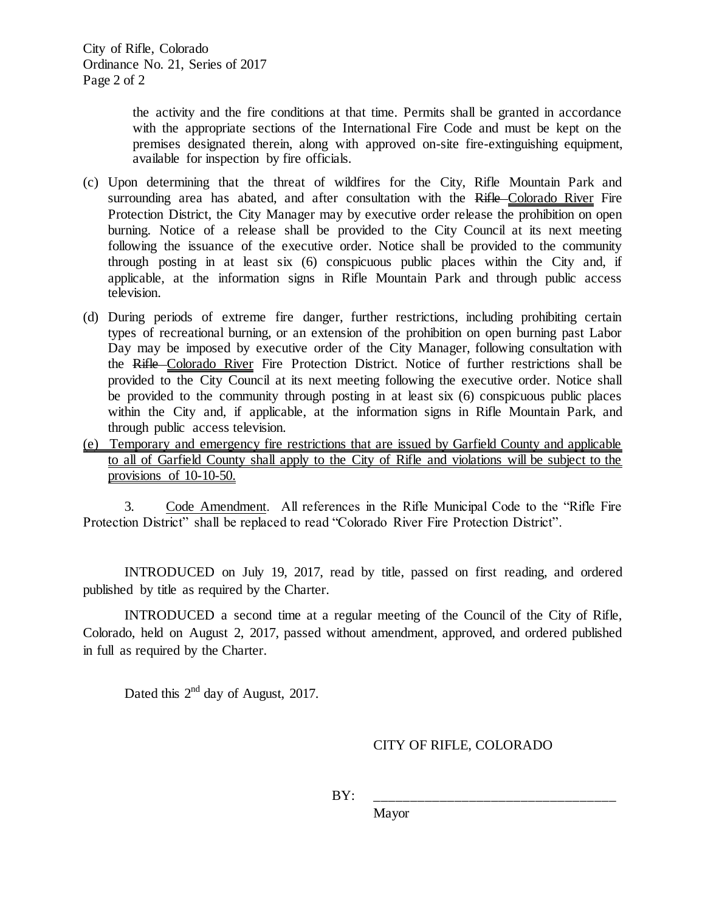the activity and the fire conditions at that time. Permits shall be granted in accordance with the appropriate sections of the International Fire Code and must be kept on the premises designated therein, along with approved on-site fire-extinguishing equipment, available for inspection by fire officials.

(c) Upon determining that the threat of wildfires for the City, Rifle Mountain Park and surrounding area has abated, and after consultation with the ~~Rifle~~ Colorado River Fire Protection District, the City Manager may by executive order release the prohibition on open burning. Notice of a release shall be provided to the City Council at its next meeting following the issuance of the executive order. Notice shall be provided to the community through posting in at least six (6) conspicuous public places within the City and, if applicable, at the information signs in Rifle Mountain Park and through public access television.

(d) During periods of extreme fire danger, further restrictions, including prohibiting certain types of recreational burning, or an extension of the prohibition on open burning past Labor Day may be imposed by executive order of the City Manager, following consultation with the ~~Rifle~~ Colorado River Fire Protection District. Notice of further restrictions shall be provided to the City Council at its next meeting following the executive order. Notice shall be provided to the community through posting in at least six (6) conspicuous public places within the City and, if applicable, at the information signs in Rifle Mountain Park, and through public access television.

(e) Temporary and emergency fire restrictions that are issued by Garfield County and applicable to all of Garfield County shall apply to the City of Rifle and violations will be subject to the provisions of 10-10-50.

3. Code Amendment. All references in the Rifle Municipal Code to the "Rifle Fire Protection District" shall be replaced to read "Colorado River Fire Protection District".

INTRODUCED on July 19, 2017, read by title, passed on first reading, and ordered published by title as required by the Charter.

INTRODUCED a second time at a regular meeting of the Council of the City of Rifle, Colorado, held on August 2, 2017, passed without amendment, approved, and ordered published in full as required by the Charter.

Dated this 2nd day of August, 2017.

CITY OF RIFLE, COLORADO

BY: ________________________________
Mayor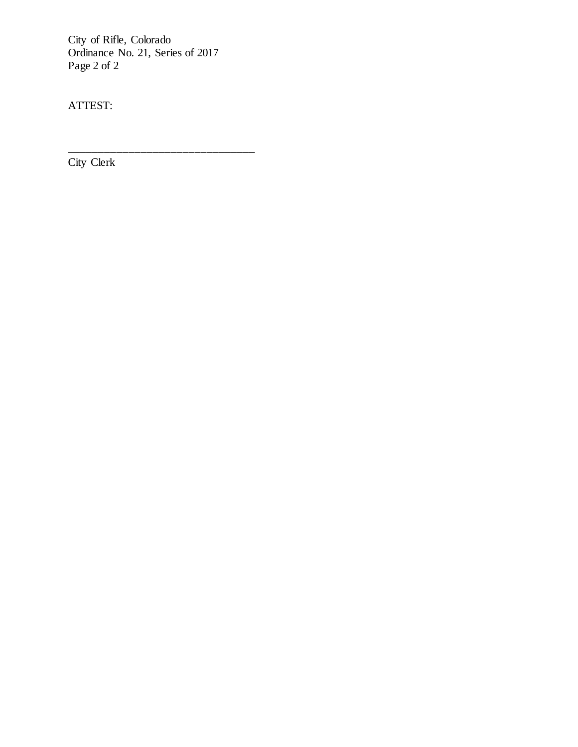ATTEST:

\_\_\_\_\_\_\_\_\_\_\_\_\_\_\_\_\_\_\_\_\_\_\_\_\_\_\_\_\_\_\_\_\_\_

City Clerk